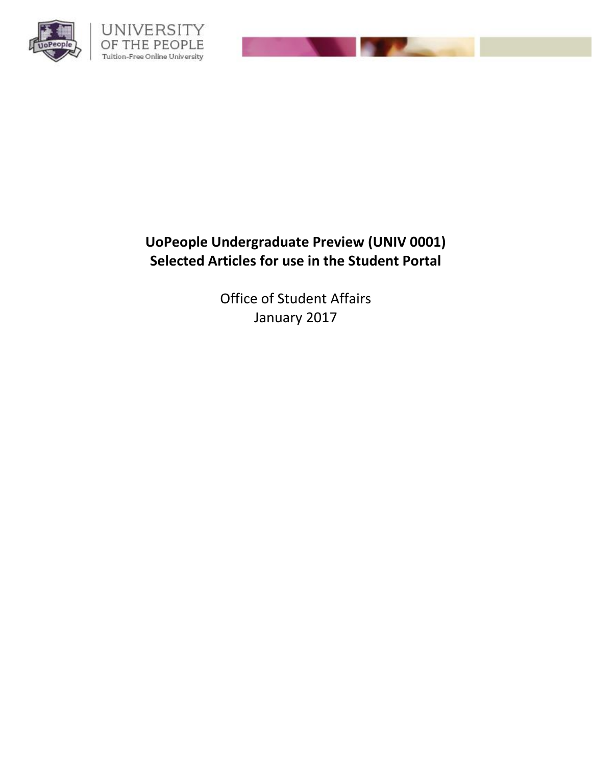UNIVERSITY OF THE PEOPLE
Tuition-Free Online University

# UoPeople Undergraduate Preview (UNIV 0001)
# Selected Articles for use in the Student Portal

Office of Student Affairs
January 2017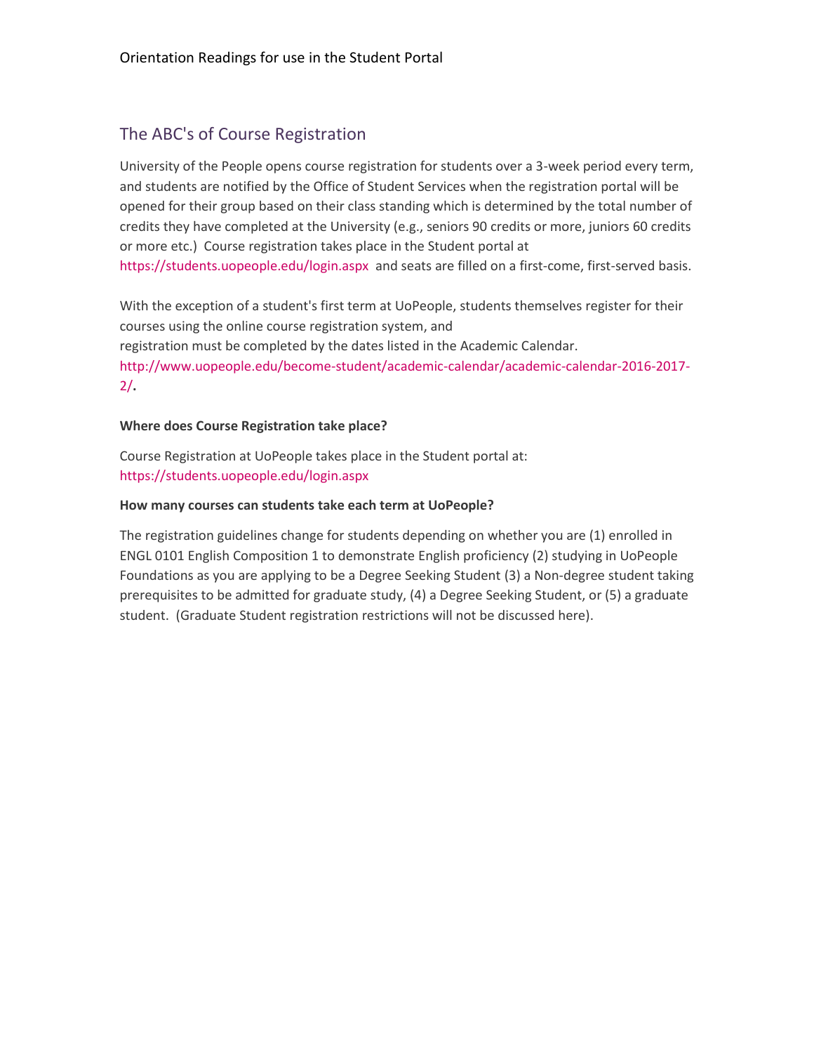## The ABC's of Course Registration

University of the People opens course registration for students over a 3-week period every term, and students are notified by the Office of Student Services when the registration portal will be opened for their group based on their class standing which is determined by the total number of credits they have completed at the University (e.g., seniors 90 credits or more, juniors 60 credits or more etc.) Course registration takes place in the Student portal at https://students.uopeople.edu/login.aspx and seats are filled on a first-come, first-served basis.

With the exception of a student's first term at UoPeople, students themselves register for their courses using the online course registration system, and registration must be completed by the dates listed in the Academic Calendar. http://www.uopeople.edu/become-student/academic-calendar/academic-calendar-2016-2017-2/.

**Where does Course Registration take place?**

Course Registration at UoPeople takes place in the Student portal at: https://students.uopeople.edu/login.aspx

**How many courses can students take each term at UoPeople?**

The registration guidelines change for students depending on whether you are (1) enrolled in ENGL 0101 English Composition 1 to demonstrate English proficiency (2) studying in UoPeople Foundations as you are applying to be a Degree Seeking Student (3) a Non-degree student taking prerequisites to be admitted for graduate study, (4) a Degree Seeking Student, or (5) a graduate student. (Graduate Student registration restrictions will not be discussed here).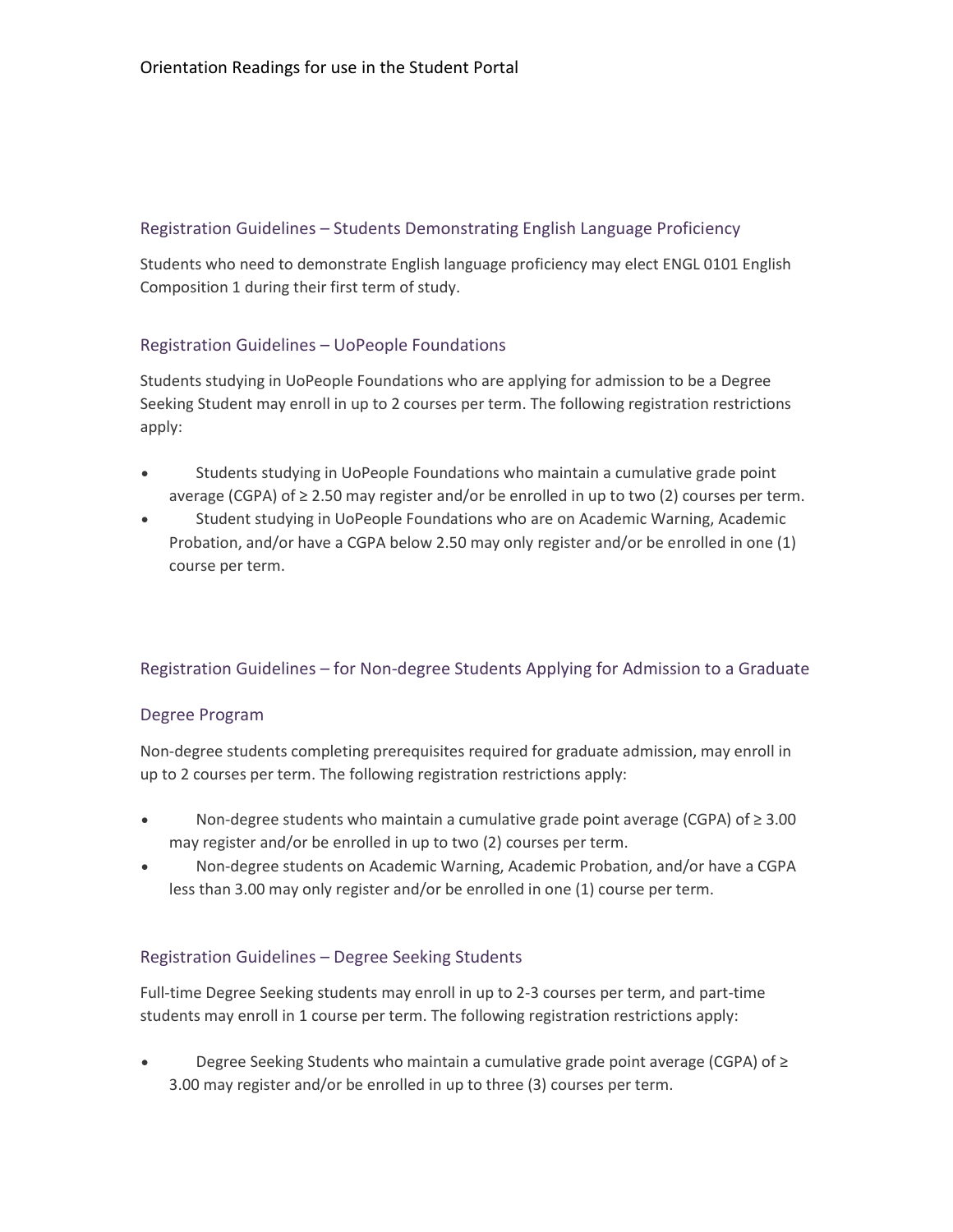## Registration Guidelines – Students Demonstrating English Language Proficiency

Students who need to demonstrate English language proficiency may elect ENGL 0101 English Composition 1 during their first term of study.

## Registration Guidelines – UoPeople Foundations

Students studying in UoPeople Foundations who are applying for admission to be a Degree Seeking Student may enroll in up to 2 courses per term. The following registration restrictions apply:

- Students studying in UoPeople Foundations who maintain a cumulative grade point average (CGPA) of ≥ 2.50 may register and/or be enrolled in up to two (2) courses per term.
- Student studying in UoPeople Foundations who are on Academic Warning, Academic Probation, and/or have a CGPA below 2.50 may only register and/or be enrolled in one (1) course per term.

## Registration Guidelines – for Non-degree Students Applying for Admission to a Graduate Degree Program

Non-degree students completing prerequisites required for graduate admission, may enroll in up to 2 courses per term. The following registration restrictions apply:

- Non-degree students who maintain a cumulative grade point average (CGPA) of ≥ 3.00 may register and/or be enrolled in up to two (2) courses per term.
- Non-degree students on Academic Warning, Academic Probation, and/or have a CGPA less than 3.00 may only register and/or be enrolled in one (1) course per term.

## Registration Guidelines – Degree Seeking Students

Full-time Degree Seeking students may enroll in up to 2-3 courses per term, and part-time students may enroll in 1 course per term. The following registration restrictions apply:

- Degree Seeking Students who maintain a cumulative grade point average (CGPA) of ≥ 3.00 may register and/or be enrolled in up to three (3) courses per term.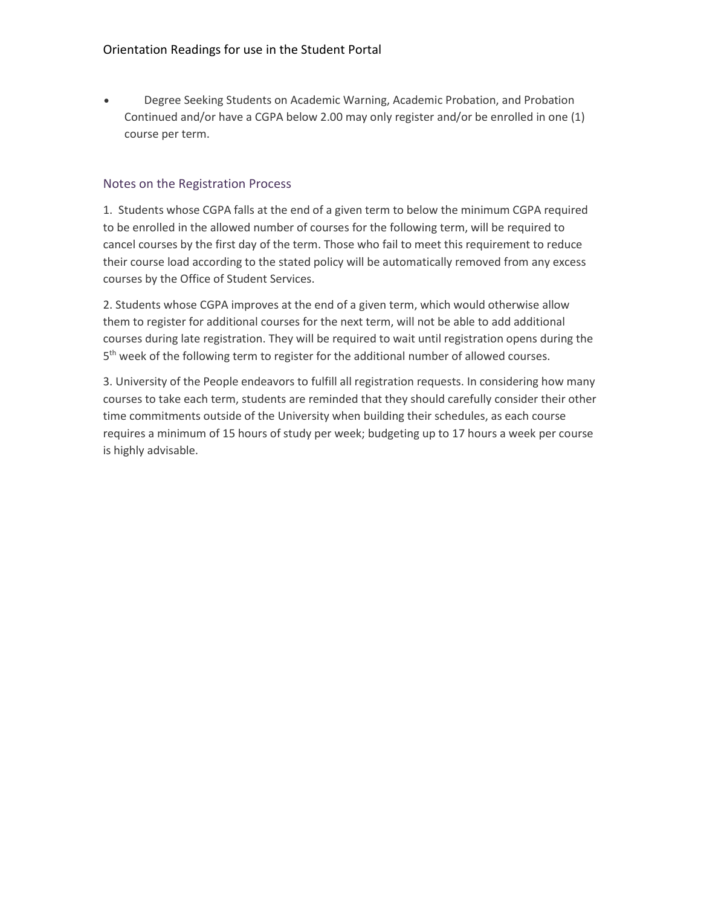- Degree Seeking Students on Academic Warning, Academic Probation, and Probation Continued and/or have a CGPA below 2.00 may only register and/or be enrolled in one (1) course per term.

## Notes on the Registration Process

1. Students whose CGPA falls at the end of a given term to below the minimum CGPA required to be enrolled in the allowed number of courses for the following term, will be required to cancel courses by the first day of the term. Those who fail to meet this requirement to reduce their course load according to the stated policy will be automatically removed from any excess courses by the Office of Student Services.

2. Students whose CGPA improves at the end of a given term, which would otherwise allow them to register for additional courses for the next term, will not be able to add additional courses during late registration. They will be required to wait until registration opens during the 5th week of the following term to register for the additional number of allowed courses.

3. University of the People endeavors to fulfill all registration requests. In considering how many courses to take each term, students are reminded that they should carefully consider their other time commitments outside of the University when building their schedules, as each course requires a minimum of 15 hours of study per week; budgeting up to 17 hours a week per course is highly advisable.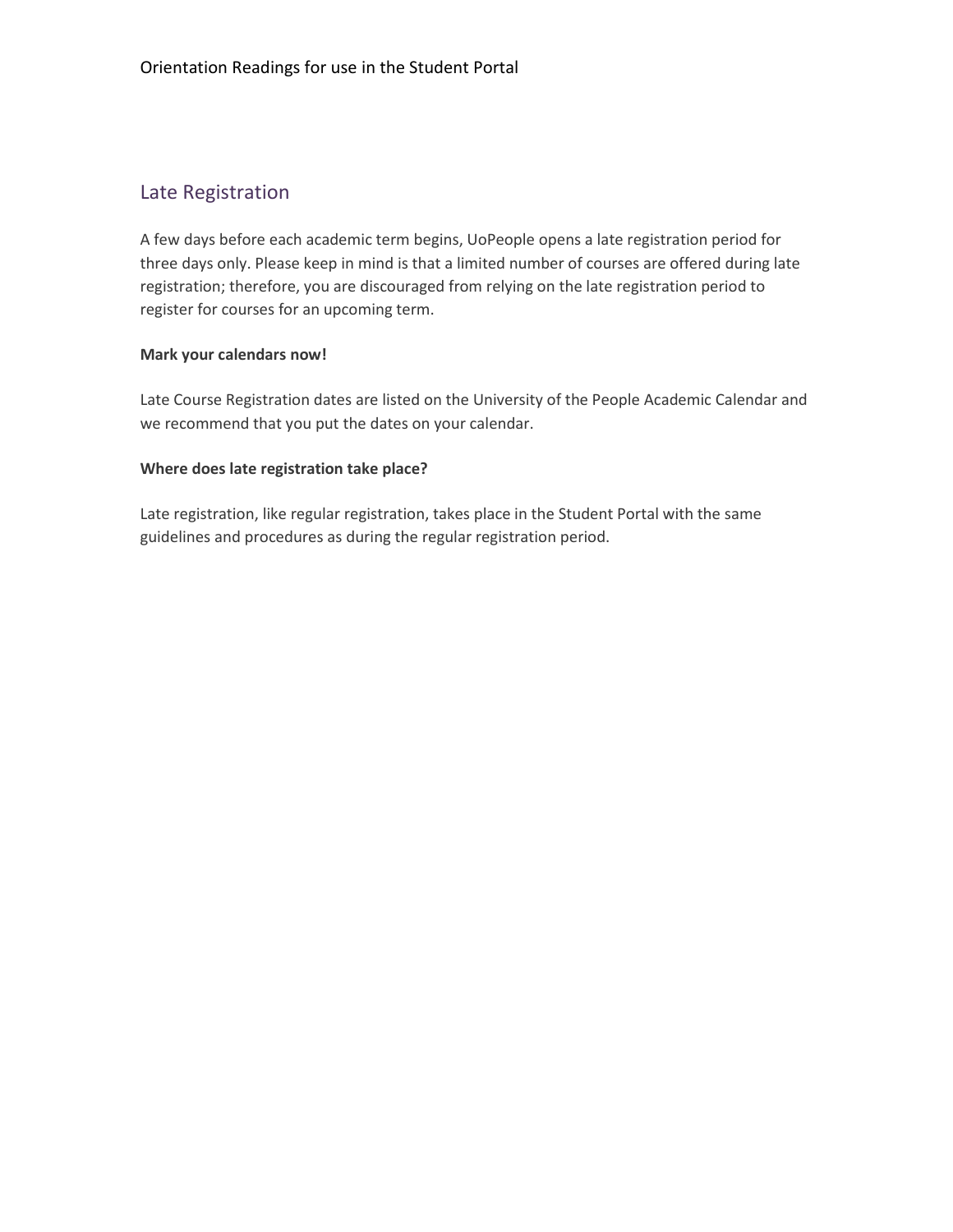## Late Registration

A few days before each academic term begins, UoPeople opens a late registration period for three days only. Please keep in mind is that a limited number of courses are offered during late registration; therefore, you are discouraged from relying on the late registration period to register for courses for an upcoming term.

**Mark your calendars now!**

Late Course Registration dates are listed on the University of the People Academic Calendar and we recommend that you put the dates on your calendar.

**Where does late registration take place?**

Late registration, like regular registration, takes place in the Student Portal with the same guidelines and procedures as during the regular registration period.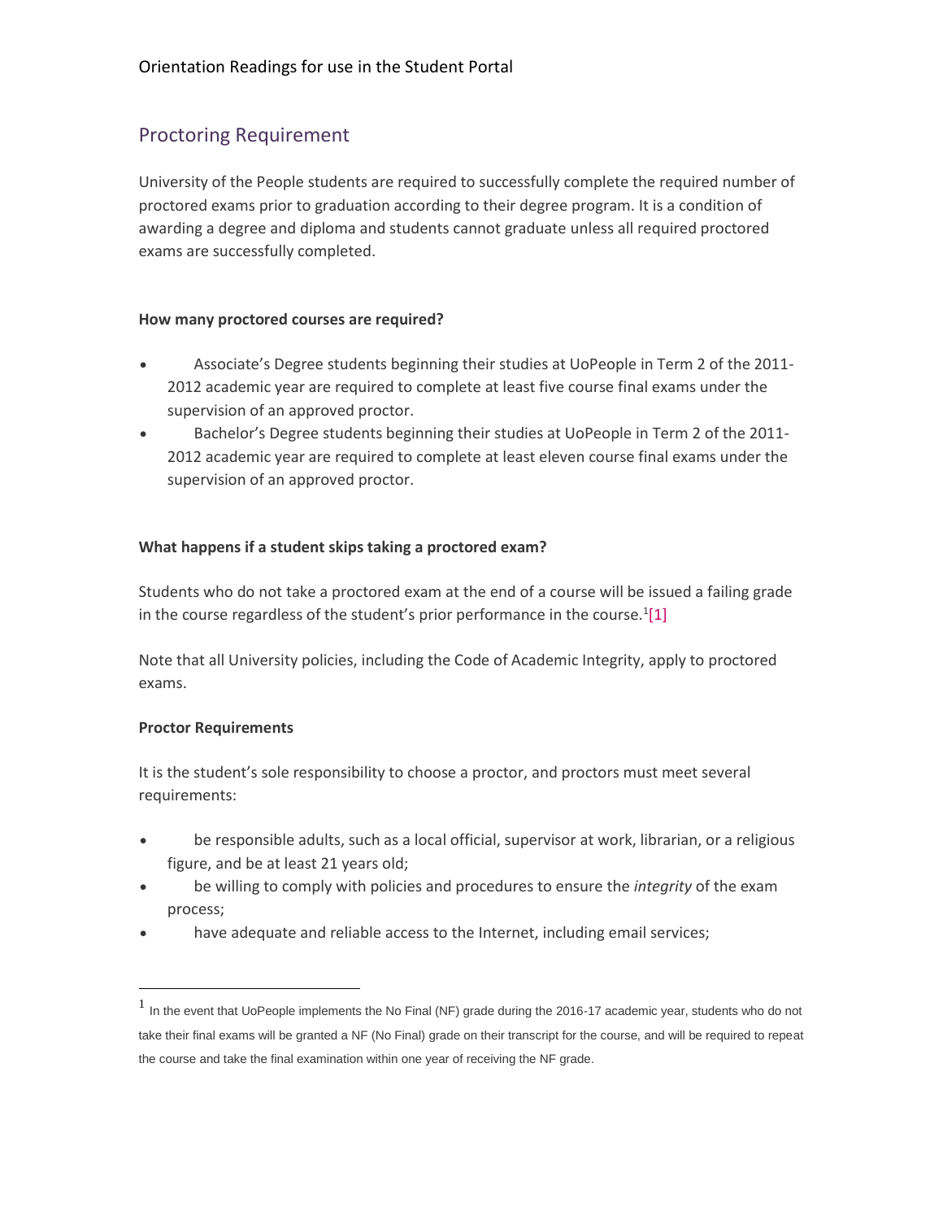## Proctoring Requirement

University of the People students are required to successfully complete the required number of proctored exams prior to graduation according to their degree program. It is a condition of awarding a degree and diploma and students cannot graduate unless all required proctored exams are successfully completed.

**How many proctored courses are required?**

- Associate's Degree students beginning their studies at UoPeople in Term 2 of the 2011-2012 academic year are required to complete at least five course final exams under the supervision of an approved proctor.
- Bachelor's Degree students beginning their studies at UoPeople in Term 2 of the 2011-2012 academic year are required to complete at least eleven course final exams under the supervision of an approved proctor.

**What happens if a student skips taking a proctored exam?**

Students who do not take a proctored exam at the end of a course will be issued a failing grade in the course regardless of the student's prior performance in the course.[1][1]

Note that all University policies, including the Code of Academic Integrity, apply to proctored exams.

**Proctor Requirements**

It is the student's sole responsibility to choose a proctor, and proctors must meet several requirements:

- be responsible adults, such as a local official, supervisor at work, librarian, or a religious figure, and be at least 21 years old;
- be willing to comply with policies and procedures to ensure the *integrity* of the exam process;
- have adequate and reliable access to the Internet, including email services;

---

[1] In the event that UoPeople implements the No Final (NF) grade during the 2016-17 academic year, students who do not take their final exams will be granted a NF (No Final) grade on their transcript for the course, and will be required to repeat the course and take the final examination within one year of receiving the NF grade.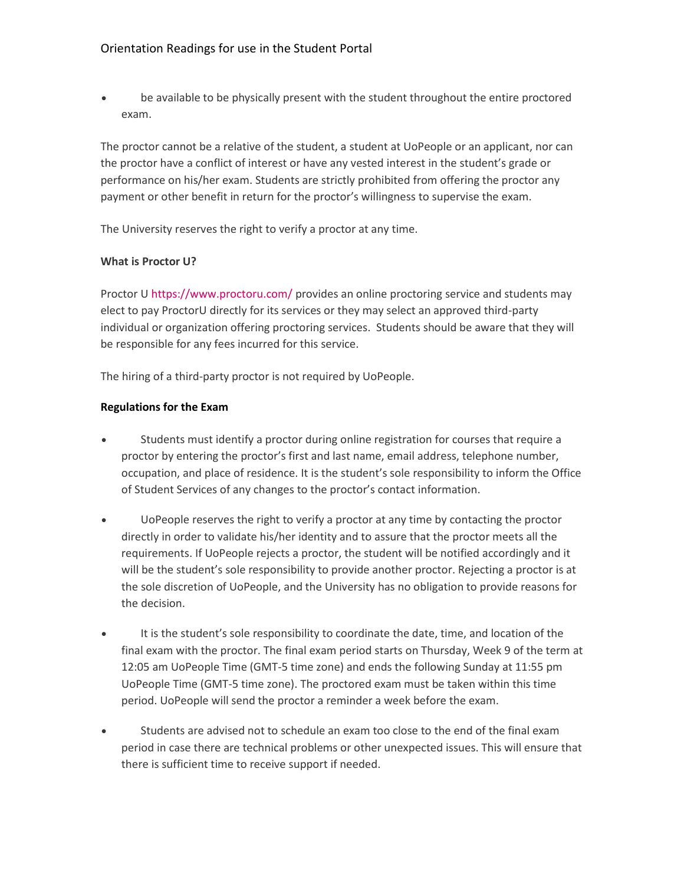- be available to be physically present with the student throughout the entire proctored exam.

The proctor cannot be a relative of the student, a student at UoPeople or an applicant, nor can the proctor have a conflict of interest or have any vested interest in the student's grade or performance on his/her exam. Students are strictly prohibited from offering the proctor any payment or other benefit in return for the proctor's willingness to supervise the exam.

The University reserves the right to verify a proctor at any time.

**What is Proctor U?**

Proctor U https://www.proctoru.com/ provides an online proctoring service and students may elect to pay ProctorU directly for its services or they may select an approved third-party individual or organization offering proctoring services. Students should be aware that they will be responsible for any fees incurred for this service.

The hiring of a third-party proctor is not required by UoPeople.

**Regulations for the Exam**

- Students must identify a proctor during online registration for courses that require a proctor by entering the proctor's first and last name, email address, telephone number, occupation, and place of residence. It is the student's sole responsibility to inform the Office of Student Services of any changes to the proctor's contact information.
- UoPeople reserves the right to verify a proctor at any time by contacting the proctor directly in order to validate his/her identity and to assure that the proctor meets all the requirements. If UoPeople rejects a proctor, the student will be notified accordingly and it will be the student's sole responsibility to provide another proctor. Rejecting a proctor is at the sole discretion of UoPeople, and the University has no obligation to provide reasons for the decision.
- It is the student's sole responsibility to coordinate the date, time, and location of the final exam with the proctor. The final exam period starts on Thursday, Week 9 of the term at 12:05 am UoPeople Time (GMT-5 time zone) and ends the following Sunday at 11:55 pm UoPeople Time (GMT-5 time zone). The proctored exam must be taken within this time period. UoPeople will send the proctor a reminder a week before the exam.
- Students are advised not to schedule an exam too close to the end of the final exam period in case there are technical problems or other unexpected issues. This will ensure that there is sufficient time to receive support if needed.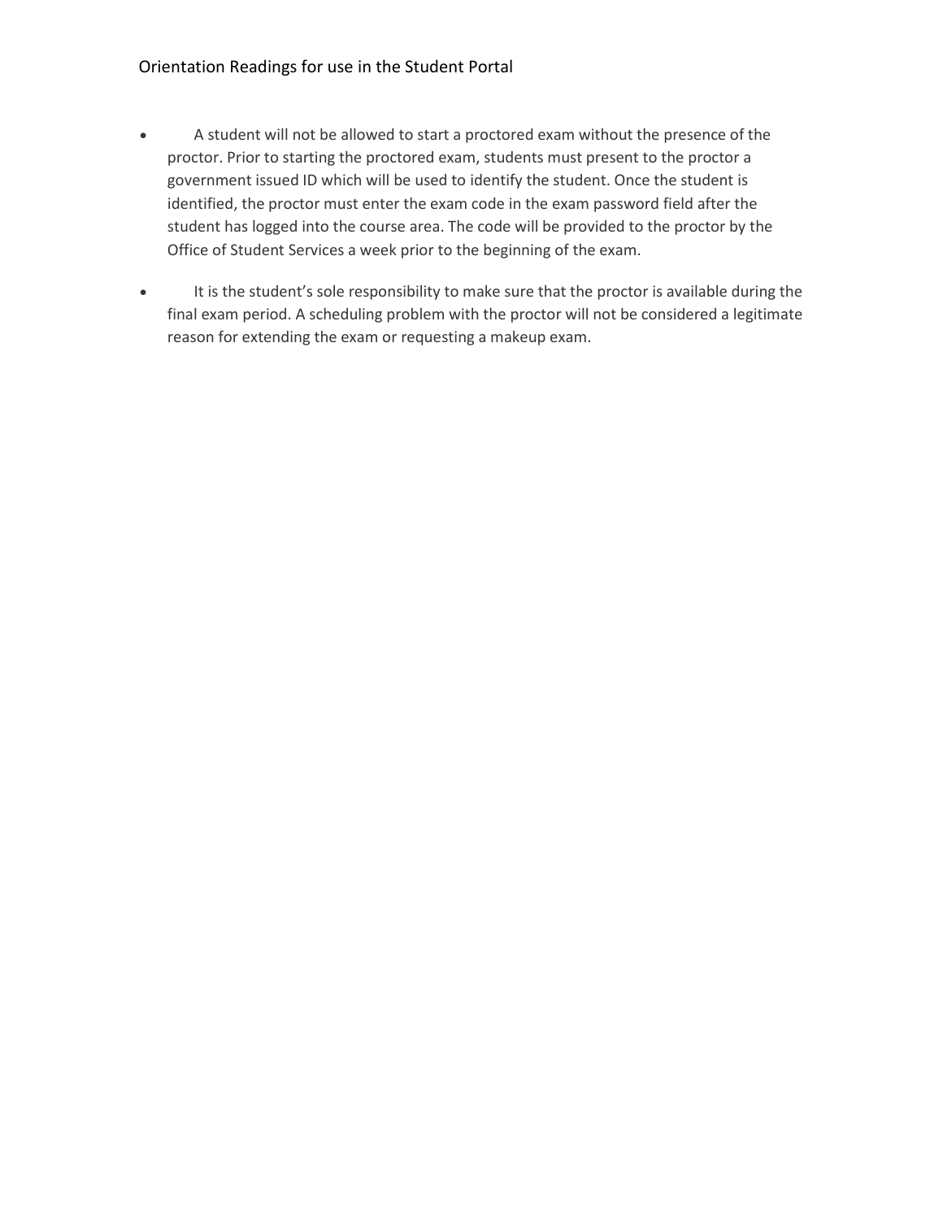- A student will not be allowed to start a proctored exam without the presence of the proctor. Prior to starting the proctored exam, students must present to the proctor a government issued ID which will be used to identify the student. Once the student is identified, the proctor must enter the exam code in the exam password field after the student has logged into the course area. The code will be provided to the proctor by the Office of Student Services a week prior to the beginning of the exam.

- It is the student's sole responsibility to make sure that the proctor is available during the final exam period. A scheduling problem with the proctor will not be considered a legitimate reason for extending the exam or requesting a makeup exam.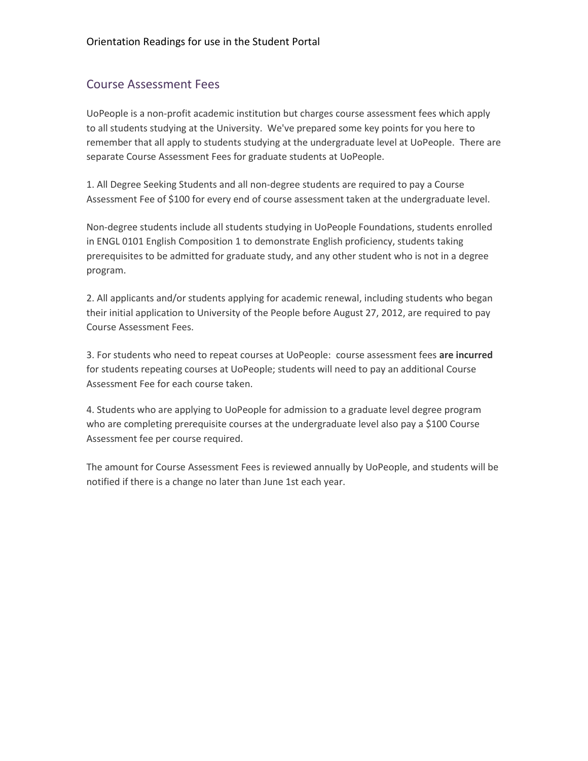## Course Assessment Fees

UoPeople is a non-profit academic institution but charges course assessment fees which apply to all students studying at the University. We've prepared some key points for you here to remember that all apply to students studying at the undergraduate level at UoPeople. There are separate Course Assessment Fees for graduate students at UoPeople.

1. All Degree Seeking Students and all non-degree students are required to pay a Course Assessment Fee of $100 for every end of course assessment taken at the undergraduate level.

Non-degree students include all students studying in UoPeople Foundations, students enrolled in ENGL 0101 English Composition 1 to demonstrate English proficiency, students taking prerequisites to be admitted for graduate study, and any other student who is not in a degree program.

2. All applicants and/or students applying for academic renewal, including students who began their initial application to University of the People before August 27, 2012, are required to pay Course Assessment Fees.

3. For students who need to repeat courses at UoPeople: course assessment fees **are incurred** for students repeating courses at UoPeople; students will need to pay an additional Course Assessment Fee for each course taken.

4. Students who are applying to UoPeople for admission to a graduate level degree program who are completing prerequisite courses at the undergraduate level also pay a $100 Course Assessment fee per course required.

The amount for Course Assessment Fees is reviewed annually by UoPeople, and students will be notified if there is a change no later than June 1st each year.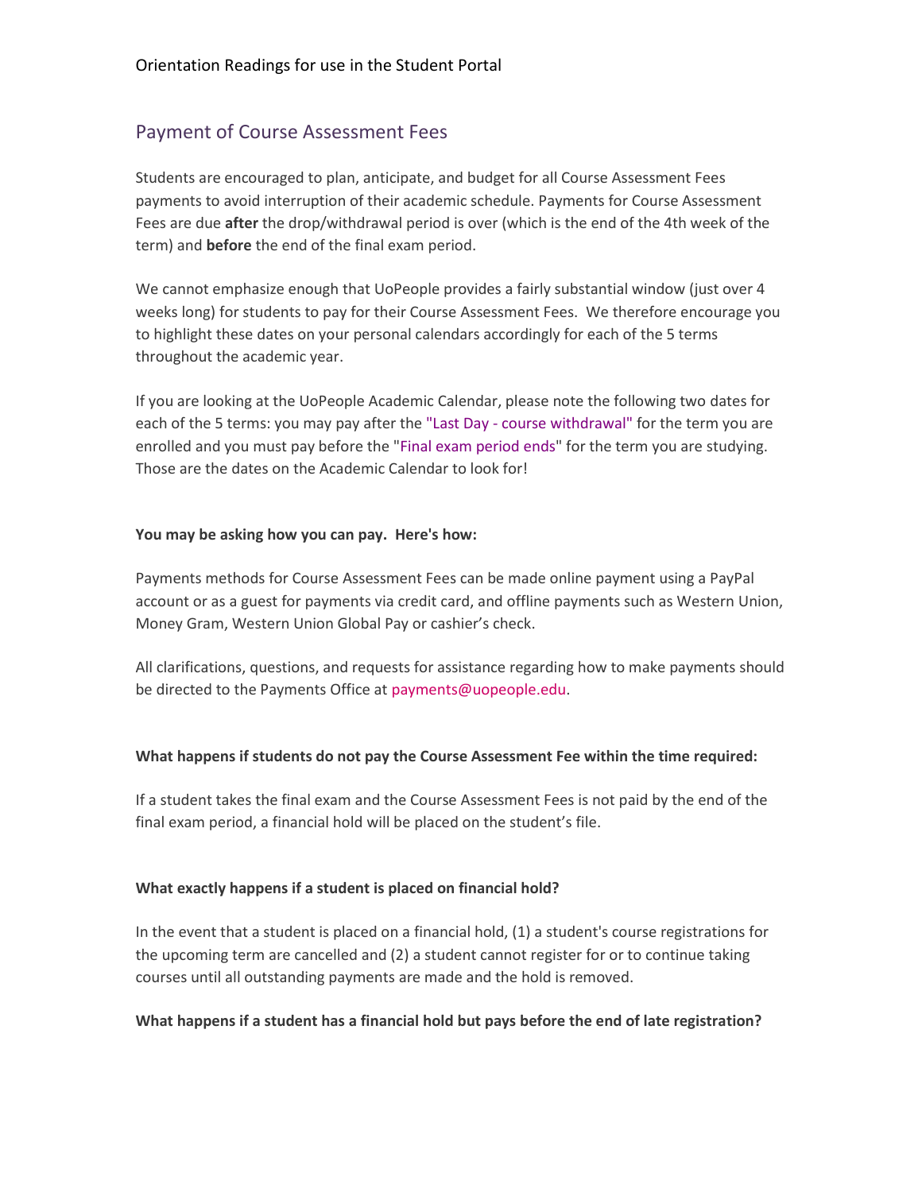## Payment of Course Assessment Fees

Students are encouraged to plan, anticipate, and budget for all Course Assessment Fees payments to avoid interruption of their academic schedule. Payments for Course Assessment Fees are due **after** the drop/withdrawal period is over (which is the end of the 4th week of the term) and **before** the end of the final exam period.

We cannot emphasize enough that UoPeople provides a fairly substantial window (just over 4 weeks long) for students to pay for their Course Assessment Fees. We therefore encourage you to highlight these dates on your personal calendars accordingly for each of the 5 terms throughout the academic year.

If you are looking at the UoPeople Academic Calendar, please note the following two dates for each of the 5 terms: you may pay after the "Last Day - course withdrawal" for the term you are enrolled and you must pay before the "Final exam period ends" for the term you are studying. Those are the dates on the Academic Calendar to look for!

**You may be asking how you can pay. Here's how:**

Payments methods for Course Assessment Fees can be made online payment using a PayPal account or as a guest for payments via credit card, and offline payments such as Western Union, Money Gram, Western Union Global Pay or cashier's check.

All clarifications, questions, and requests for assistance regarding how to make payments should be directed to the Payments Office at payments@uopeople.edu.

**What happens if students do not pay the Course Assessment Fee within the time required:**

If a student takes the final exam and the Course Assessment Fees is not paid by the end of the final exam period, a financial hold will be placed on the student's file.

**What exactly happens if a student is placed on financial hold?**

In the event that a student is placed on a financial hold, (1) a student's course registrations for the upcoming term are cancelled and (2) a student cannot register for or to continue taking courses until all outstanding payments are made and the hold is removed.

**What happens if a student has a financial hold but pays before the end of late registration?**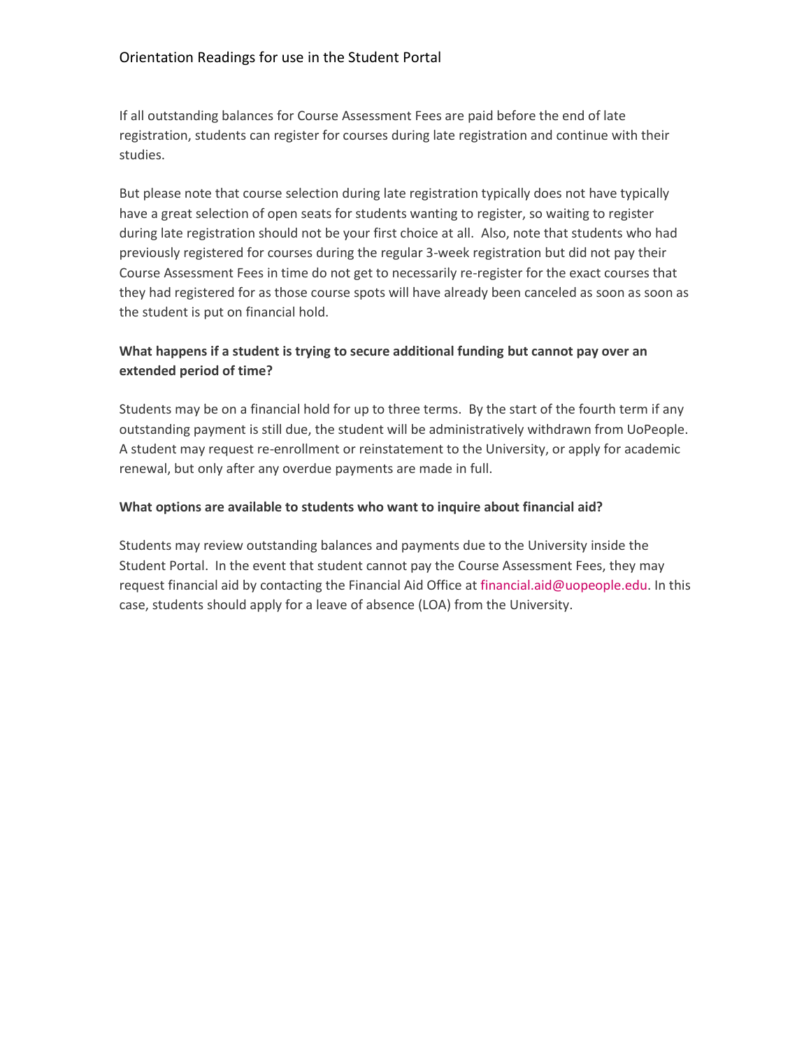If all outstanding balances for Course Assessment Fees are paid before the end of late registration, students can register for courses during late registration and continue with their studies.

But please note that course selection during late registration typically does not have typically have a great selection of open seats for students wanting to register, so waiting to register during late registration should not be your first choice at all. Also, note that students who had previously registered for courses during the regular 3-week registration but did not pay their Course Assessment Fees in time do not get to necessarily re-register for the exact courses that they had registered for as those course spots will have already been canceled as soon as soon as the student is put on financial hold.

**What happens if a student is trying to secure additional funding but cannot pay over an extended period of time?**

Students may be on a financial hold for up to three terms. By the start of the fourth term if any outstanding payment is still due, the student will be administratively withdrawn from UoPeople. A student may request re-enrollment or reinstatement to the University, or apply for academic renewal, but only after any overdue payments are made in full.

**What options are available to students who want to inquire about financial aid?**

Students may review outstanding balances and payments due to the University inside the Student Portal. In the event that student cannot pay the Course Assessment Fees, they may request financial aid by contacting the Financial Aid Office at financial.aid@uopeople.edu. In this case, students should apply for a leave of absence (LOA) from the University.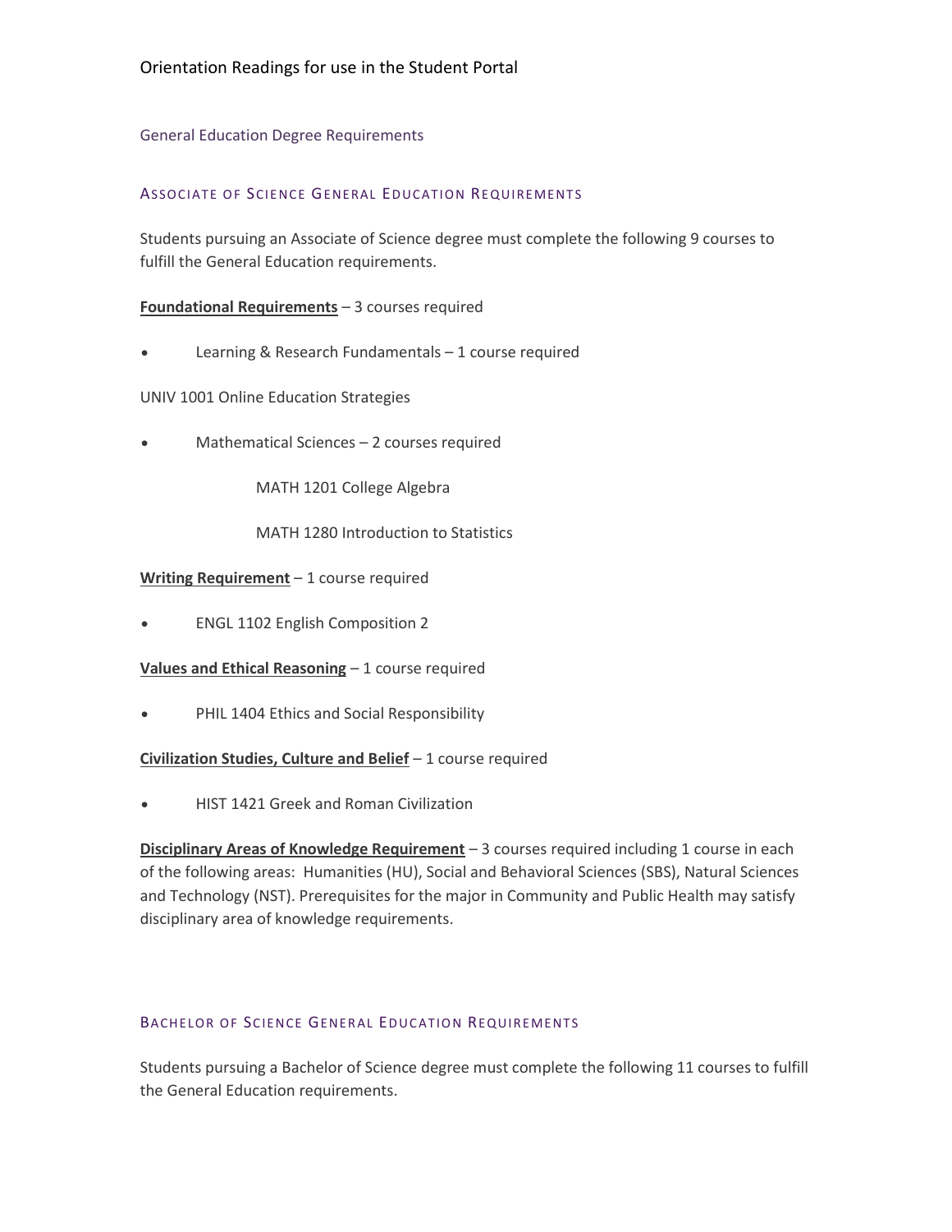# Orientation Readings for use in the Student Portal

## General Education Degree Requirements

### ASSOCIATE OF SCIENCE GENERAL EDUCATION REQUIREMENTS

Students pursuing an Associate of Science degree must complete the following 9 courses to fulfill the General Education requirements.

**Foundational Requirements** – 3 courses required

- Learning & Research Fundamentals – 1 course required

UNIV 1001 Online Education Strategies

- Mathematical Sciences – 2 courses required

  MATH 1201 College Algebra

  MATH 1280 Introduction to Statistics

**Writing Requirement** – 1 course required

- ENGL 1102 English Composition 2

**Values and Ethical Reasoning** – 1 course required

- PHIL 1404 Ethics and Social Responsibility

**Civilization Studies, Culture and Belief** – 1 course required

- HIST 1421 Greek and Roman Civilization

**Disciplinary Areas of Knowledge Requirement** – 3 courses required including 1 course in each of the following areas: Humanities (HU), Social and Behavioral Sciences (SBS), Natural Sciences and Technology (NST). Prerequisites for the major in Community and Public Health may satisfy disciplinary area of knowledge requirements.

### BACHELOR OF SCIENCE GENERAL EDUCATION REQUIREMENTS

Students pursuing a Bachelor of Science degree must complete the following 11 courses to fulfill the General Education requirements.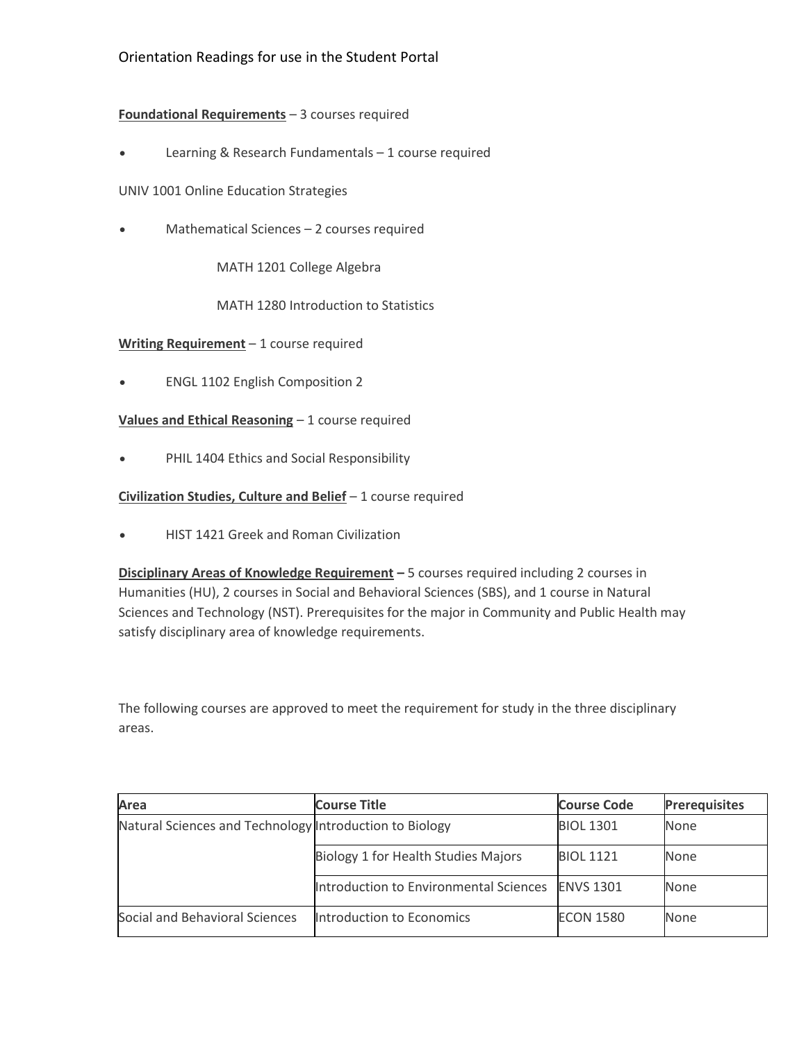Orientation Readings for use in the Student Portal

**Foundational Requirements** – 3 courses required

- Learning & Research Fundamentals – 1 course required

UNIV 1001 Online Education Strategies

- Mathematical Sciences – 2 courses required

  MATH 1201 College Algebra

  MATH 1280 Introduction to Statistics

**Writing Requirement** – 1 course required

- ENGL 1102 English Composition 2

**Values and Ethical Reasoning** – 1 course required

- PHIL 1404 Ethics and Social Responsibility

**Civilization Studies, Culture and Belief** – 1 course required

- HIST 1421 Greek and Roman Civilization

**Disciplinary Areas of Knowledge Requirement –** 5 courses required including 2 courses in Humanities (HU), 2 courses in Social and Behavioral Sciences (SBS), and 1 course in Natural Sciences and Technology (NST). Prerequisites for the major in Community and Public Health may satisfy disciplinary area of knowledge requirements.

The following courses are approved to meet the requirement for study in the three disciplinary areas.

| Area | Course Title | Course Code | Prerequisites |
|---|---|---|---|
| Natural Sciences and Technology | Introduction to Biology | BIOL 1301 | None |
| | Biology 1 for Health Studies Majors | BIOL 1121 | None |
| | Introduction to Environmental Sciences | ENVS 1301 | None |
| Social and Behavioral Sciences | Introduction to Economics | ECON 1580 | None |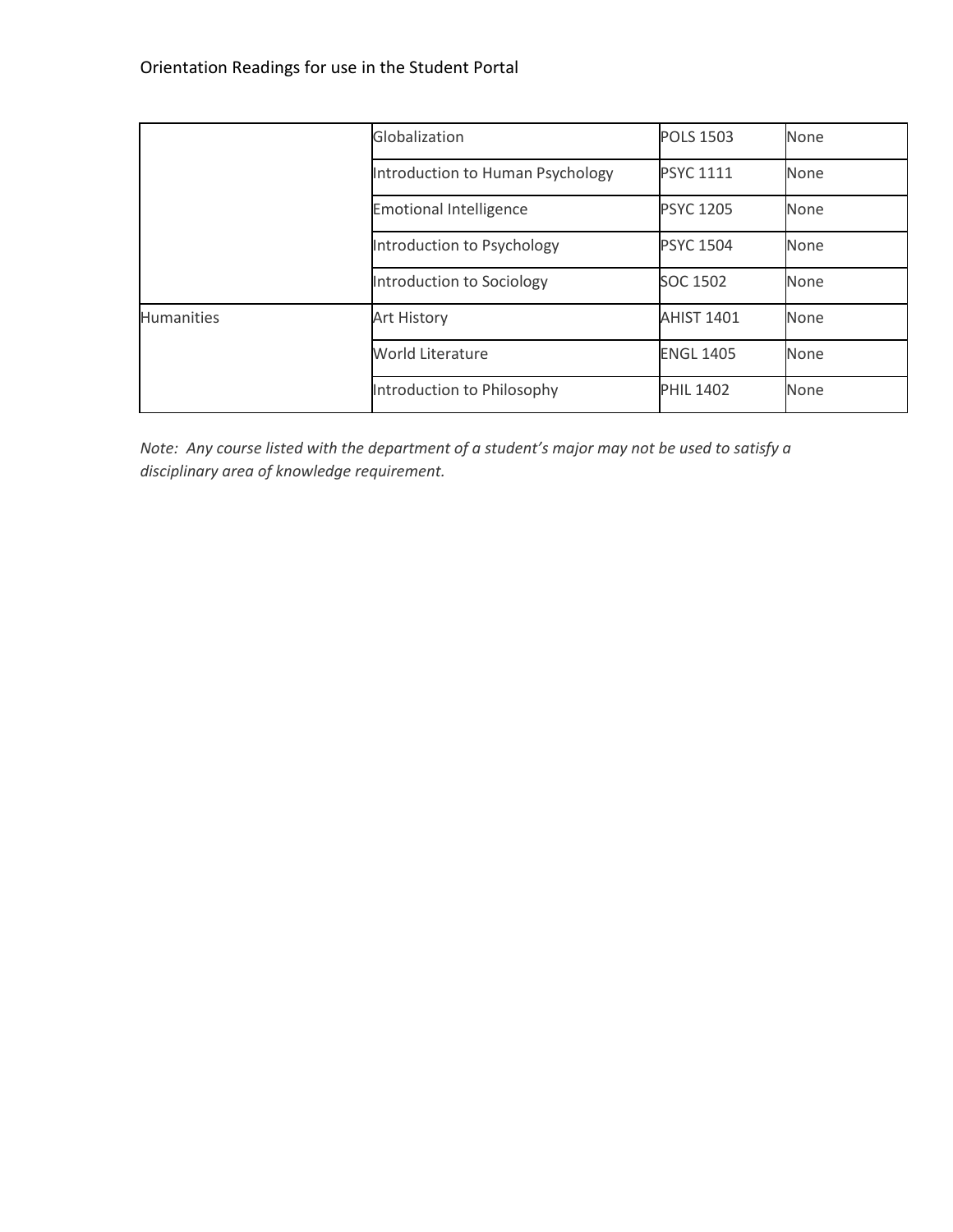|  |  |  |  |
|---|---|---|---|
|  | Globalization | POLS 1503 | None |
|  | Introduction to Human Psychology | PSYC 1111 | None |
|  | Emotional Intelligence | PSYC 1205 | None |
|  | Introduction to Psychology | PSYC 1504 | None |
|  | Introduction to Sociology | SOC 1502 | None |
| Humanities | Art History | AHIST 1401 | None |
|  | World Literature | ENGL 1405 | None |
|  | Introduction to Philosophy | PHIL 1402 | None |

*Note: Any course listed with the department of a student's major may not be used to satisfy a disciplinary area of knowledge requirement.*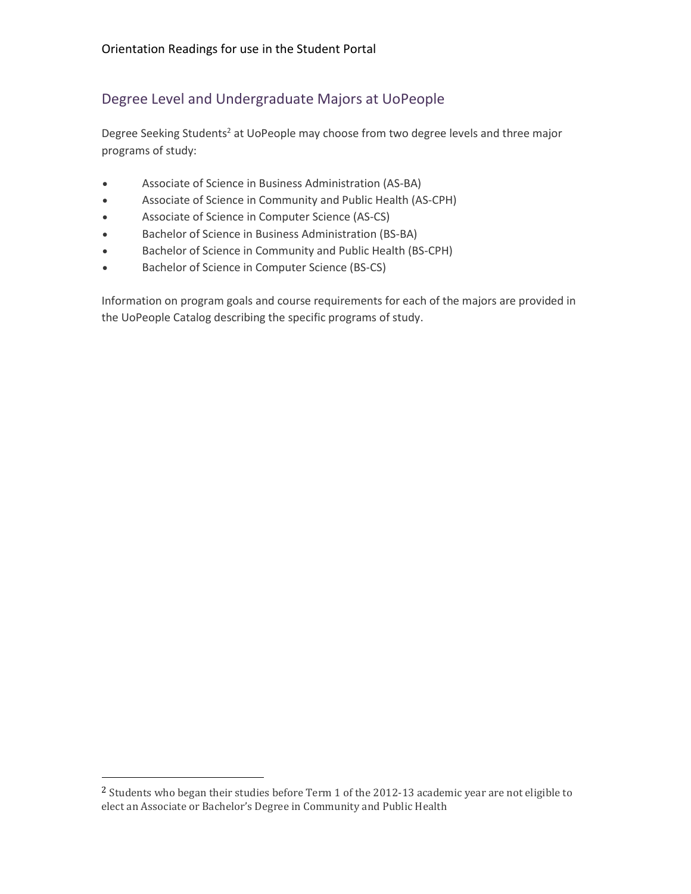## Degree Level and Undergraduate Majors at UoPeople

Degree Seeking Students[2] at UoPeople may choose from two degree levels and three major programs of study:

- Associate of Science in Business Administration (AS-BA)
- Associate of Science in Community and Public Health (AS-CPH)
- Associate of Science in Computer Science (AS-CS)
- Bachelor of Science in Business Administration (BS-BA)
- Bachelor of Science in Community and Public Health (BS-CPH)
- Bachelor of Science in Computer Science (BS-CS)

Information on program goals and course requirements for each of the majors are provided in the UoPeople Catalog describing the specific programs of study.

---

[2] Students who began their studies before Term 1 of the 2012-13 academic year are not eligible to elect an Associate or Bachelor's Degree in Community and Public Health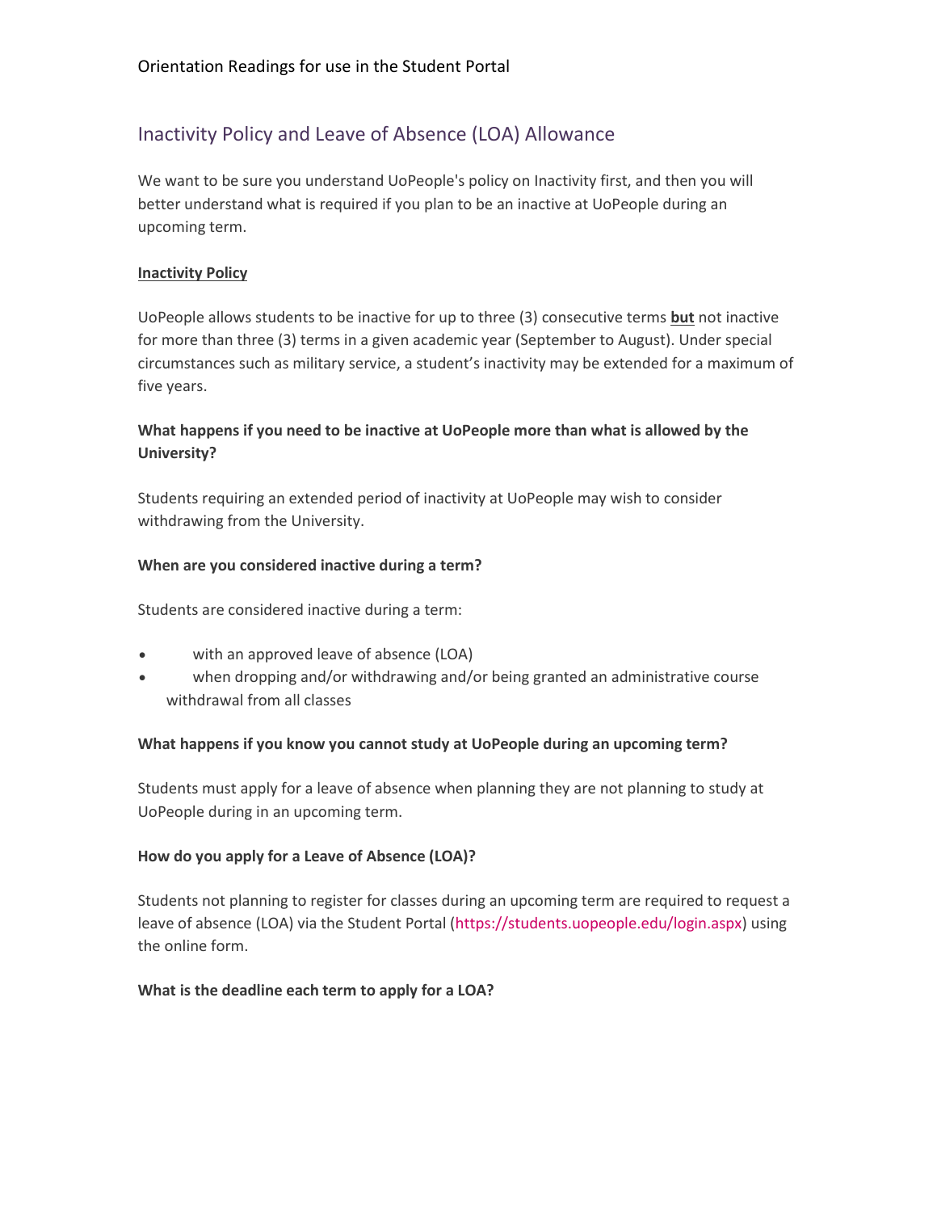Orientation Readings for use in the Student Portal

## Inactivity Policy and Leave of Absence (LOA) Allowance

We want to be sure you understand UoPeople's policy on Inactivity first, and then you will better understand what is required if you plan to be an inactive at UoPeople during an upcoming term.

**Inactivity Policy**

UoPeople allows students to be inactive for up to three (3) consecutive terms **but** not inactive for more than three (3) terms in a given academic year (September to August). Under special circumstances such as military service, a student's inactivity may be extended for a maximum of five years.

**What happens if you need to be inactive at UoPeople more than what is allowed by the University?**

Students requiring an extended period of inactivity at UoPeople may wish to consider withdrawing from the University.

**When are you considered inactive during a term?**

Students are considered inactive during a term:

- with an approved leave of absence (LOA)
- when dropping and/or withdrawing and/or being granted an administrative course withdrawal from all classes

**What happens if you know you cannot study at UoPeople during an upcoming term?**

Students must apply for a leave of absence when planning they are not planning to study at UoPeople during in an upcoming term.

**How do you apply for a Leave of Absence (LOA)?**

Students not planning to register for classes during an upcoming term are required to request a leave of absence (LOA) via the Student Portal (https://students.uopeople.edu/login.aspx) using the online form.

**What is the deadline each term to apply for a LOA?**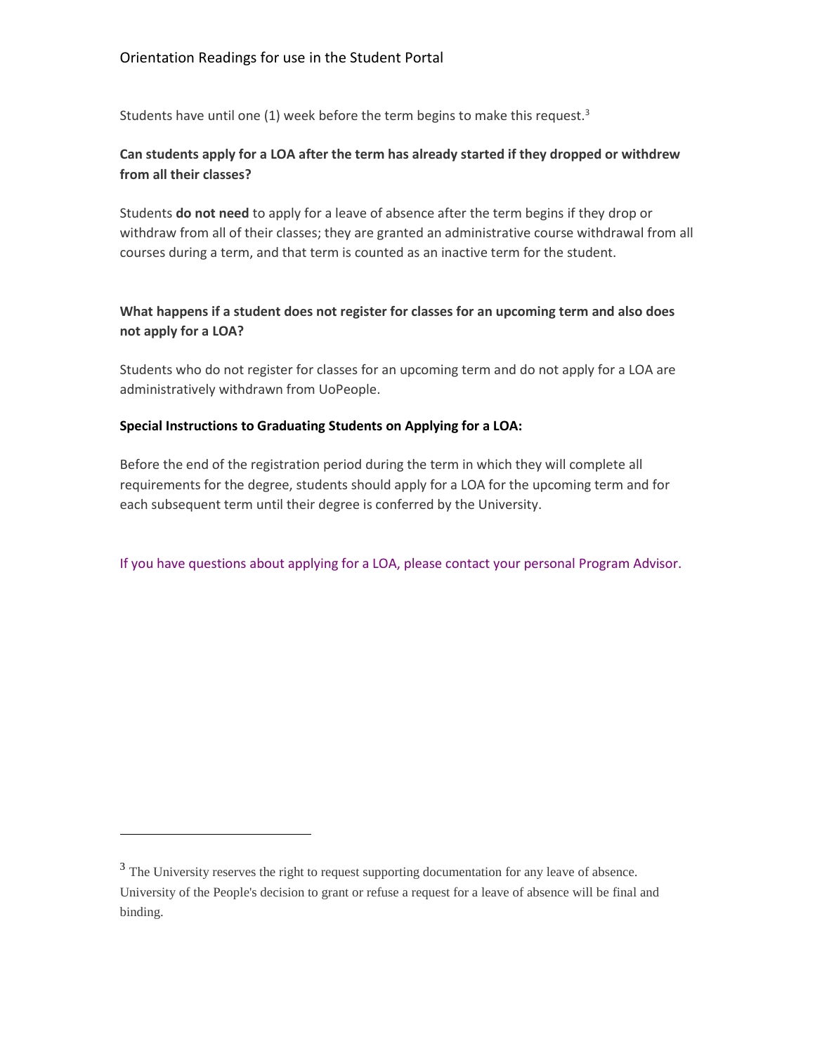Students have until one (1) week before the term begins to make this request.[3]

**Can students apply for a LOA after the term has already started if they dropped or withdrew from all their classes?**

Students **do not need** to apply for a leave of absence after the term begins if they drop or withdraw from all of their classes; they are granted an administrative course withdrawal from all courses during a term, and that term is counted as an inactive term for the student.

**What happens if a student does not register for classes for an upcoming term and also does not apply for a LOA?**

Students who do not register for classes for an upcoming term and do not apply for a LOA are administratively withdrawn from UoPeople.

**Special Instructions to Graduating Students on Applying for a LOA:**

Before the end of the registration period during the term in which they will complete all requirements for the degree, students should apply for a LOA for the upcoming term and for each subsequent term until their degree is conferred by the University.

If you have questions about applying for a LOA, please contact your personal Program Advisor.

---

[3] The University reserves the right to request supporting documentation for any leave of absence. University of the People's decision to grant or refuse a request for a leave of absence will be final and binding.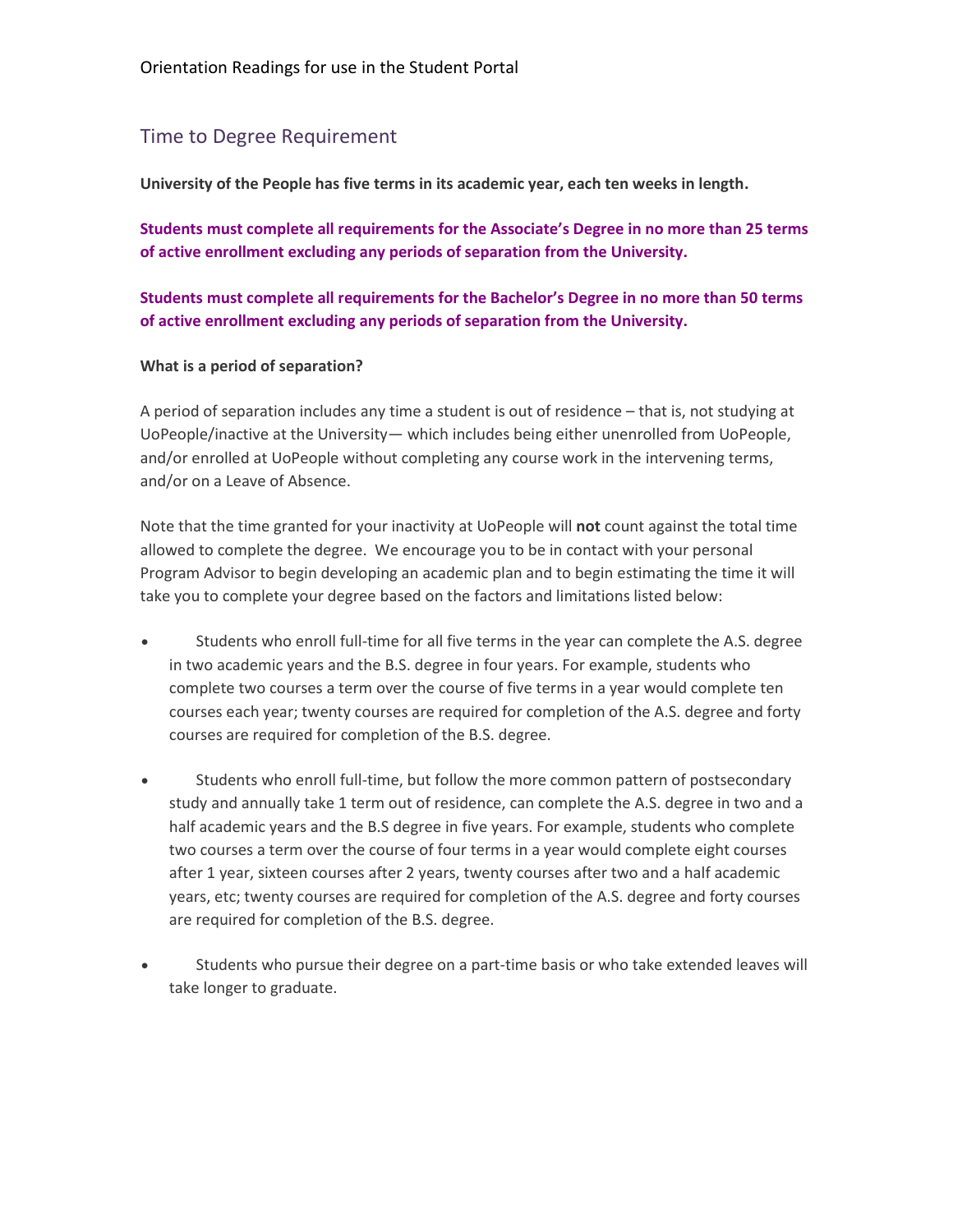## Time to Degree Requirement

**University of the People has five terms in its academic year, each ten weeks in length.**

**Students must complete all requirements for the Associate's Degree in no more than 25 terms of active enrollment excluding any periods of separation from the University.**

**Students must complete all requirements for the Bachelor's Degree in no more than 50 terms of active enrollment excluding any periods of separation from the University.**

**What is a period of separation?**

A period of separation includes any time a student is out of residence – that is, not studying at UoPeople/inactive at the University— which includes being either unenrolled from UoPeople, and/or enrolled at UoPeople without completing any course work in the intervening terms, and/or on a Leave of Absence.

Note that the time granted for your inactivity at UoPeople will **not** count against the total time allowed to complete the degree. We encourage you to be in contact with your personal Program Advisor to begin developing an academic plan and to begin estimating the time it will take you to complete your degree based on the factors and limitations listed below:

- Students who enroll full-time for all five terms in the year can complete the A.S. degree in two academic years and the B.S. degree in four years. For example, students who complete two courses a term over the course of five terms in a year would complete ten courses each year; twenty courses are required for completion of the A.S. degree and forty courses are required for completion of the B.S. degree.
- Students who enroll full-time, but follow the more common pattern of postsecondary study and annually take 1 term out of residence, can complete the A.S. degree in two and a half academic years and the B.S degree in five years. For example, students who complete two courses a term over the course of four terms in a year would complete eight courses after 1 year, sixteen courses after 2 years, twenty courses after two and a half academic years, etc; twenty courses are required for completion of the A.S. degree and forty courses are required for completion of the B.S. degree.
- Students who pursue their degree on a part-time basis or who take extended leaves will take longer to graduate.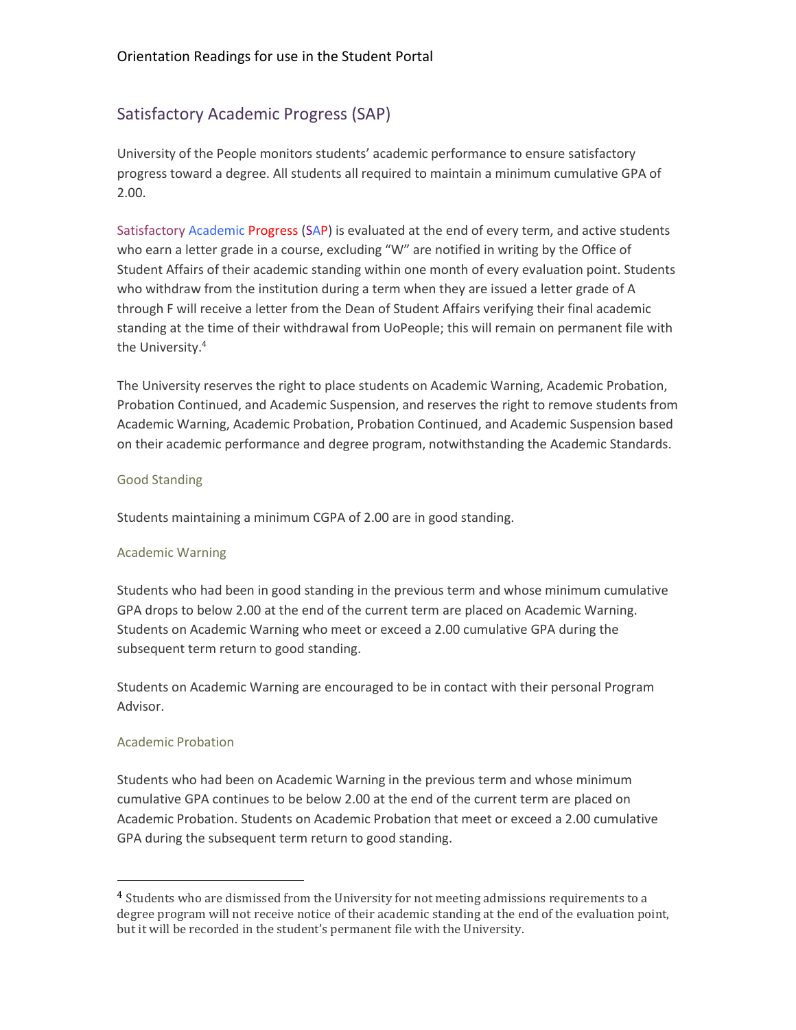## Satisfactory Academic Progress (SAP)

University of the People monitors students' academic performance to ensure satisfactory progress toward a degree. All students all required to maintain a minimum cumulative GPA of 2.00.

Satisfactory Academic Progress (SAP) is evaluated at the end of every term, and active students who earn a letter grade in a course, excluding "W" are notified in writing by the Office of Student Affairs of their academic standing within one month of every evaluation point. Students who withdraw from the institution during a term when they are issued a letter grade of A through F will receive a letter from the Dean of Student Affairs verifying their final academic standing at the time of their withdrawal from UoPeople; this will remain on permanent file with the University.[4]

The University reserves the right to place students on Academic Warning, Academic Probation, Probation Continued, and Academic Suspension, and reserves the right to remove students from Academic Warning, Academic Probation, Probation Continued, and Academic Suspension based on their academic performance and degree program, notwithstanding the Academic Standards.

### Good Standing

Students maintaining a minimum CGPA of 2.00 are in good standing.

### Academic Warning

Students who had been in good standing in the previous term and whose minimum cumulative GPA drops to below 2.00 at the end of the current term are placed on Academic Warning. Students on Academic Warning who meet or exceed a 2.00 cumulative GPA during the subsequent term return to good standing.

Students on Academic Warning are encouraged to be in contact with their personal Program Advisor.

### Academic Probation

Students who had been on Academic Warning in the previous term and whose minimum cumulative GPA continues to be below 2.00 at the end of the current term are placed on Academic Probation. Students on Academic Probation that meet or exceed a 2.00 cumulative GPA during the subsequent term return to good standing.

---

[4] Students who are dismissed from the University for not meeting admissions requirements to a degree program will not receive notice of their academic standing at the end of the evaluation point, but it will be recorded in the student's permanent file with the University.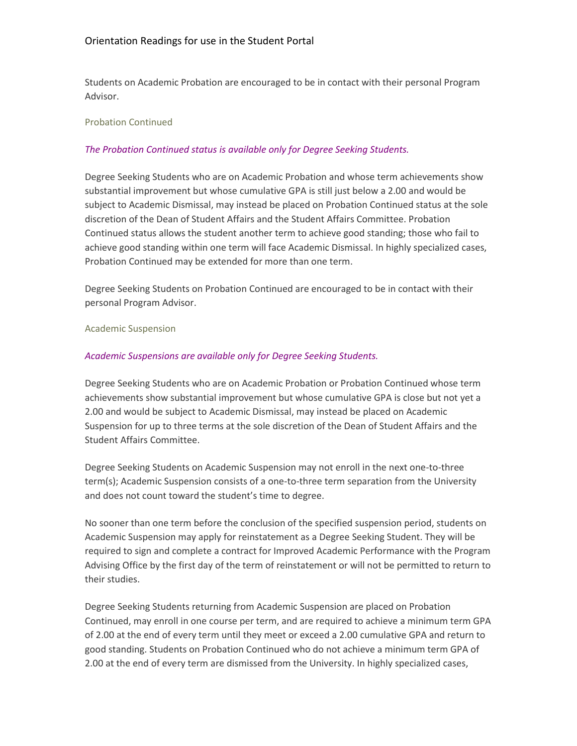Students on Academic Probation are encouraged to be in contact with their personal Program Advisor.

### Probation Continued

*The Probation Continued status is available only for Degree Seeking Students.*

Degree Seeking Students who are on Academic Probation and whose term achievements show substantial improvement but whose cumulative GPA is still just below a 2.00 and would be subject to Academic Dismissal, may instead be placed on Probation Continued status at the sole discretion of the Dean of Student Affairs and the Student Affairs Committee. Probation Continued status allows the student another term to achieve good standing; those who fail to achieve good standing within one term will face Academic Dismissal. In highly specialized cases, Probation Continued may be extended for more than one term.

Degree Seeking Students on Probation Continued are encouraged to be in contact with their personal Program Advisor.

### Academic Suspension

*Academic Suspensions are available only for Degree Seeking Students.*

Degree Seeking Students who are on Academic Probation or Probation Continued whose term achievements show substantial improvement but whose cumulative GPA is close but not yet a 2.00 and would be subject to Academic Dismissal, may instead be placed on Academic Suspension for up to three terms at the sole discretion of the Dean of Student Affairs and the Student Affairs Committee.

Degree Seeking Students on Academic Suspension may not enroll in the next one-to-three term(s); Academic Suspension consists of a one-to-three term separation from the University and does not count toward the student's time to degree.

No sooner than one term before the conclusion of the specified suspension period, students on Academic Suspension may apply for reinstatement as a Degree Seeking Student. They will be required to sign and complete a contract for Improved Academic Performance with the Program Advising Office by the first day of the term of reinstatement or will not be permitted to return to their studies.

Degree Seeking Students returning from Academic Suspension are placed on Probation Continued, may enroll in one course per term, and are required to achieve a minimum term GPA of 2.00 at the end of every term until they meet or exceed a 2.00 cumulative GPA and return to good standing. Students on Probation Continued who do not achieve a minimum term GPA of 2.00 at the end of every term are dismissed from the University. In highly specialized cases,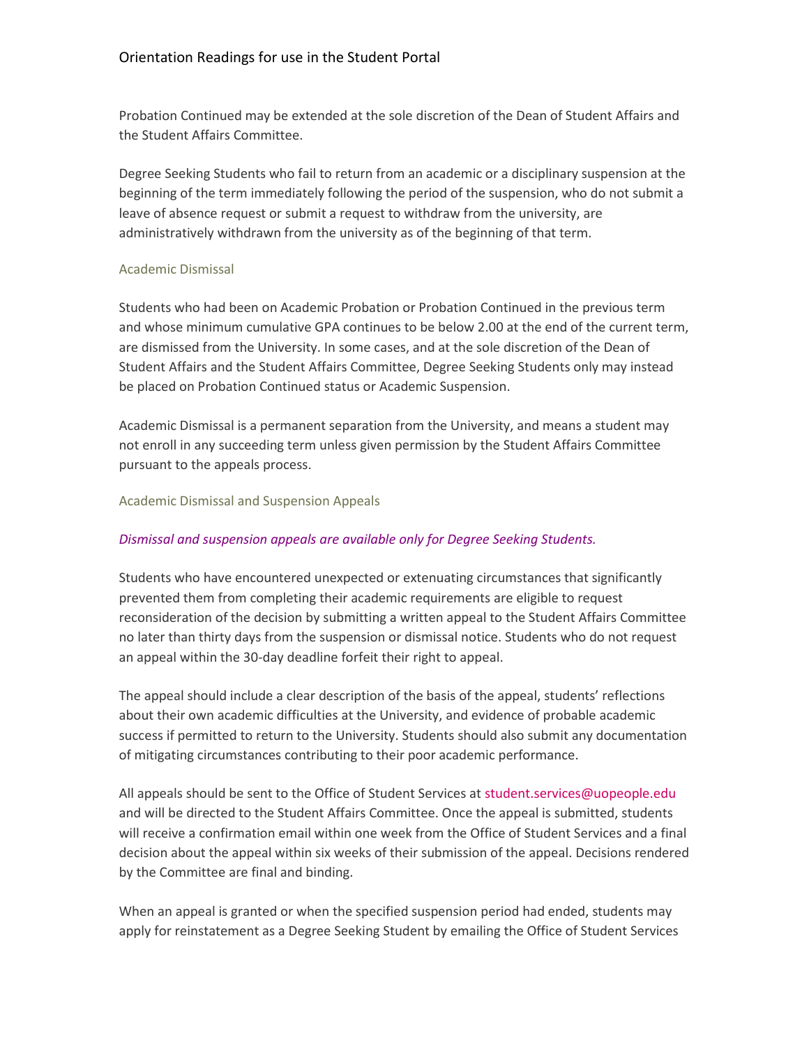Probation Continued may be extended at the sole discretion of the Dean of Student Affairs and the Student Affairs Committee.

Degree Seeking Students who fail to return from an academic or a disciplinary suspension at the beginning of the term immediately following the period of the suspension, who do not submit a leave of absence request or submit a request to withdraw from the university, are administratively withdrawn from the university as of the beginning of that term.

### Academic Dismissal

Students who had been on Academic Probation or Probation Continued in the previous term and whose minimum cumulative GPA continues to be below 2.00 at the end of the current term, are dismissed from the University. In some cases, and at the sole discretion of the Dean of Student Affairs and the Student Affairs Committee, Degree Seeking Students only may instead be placed on Probation Continued status or Academic Suspension.

Academic Dismissal is a permanent separation from the University, and means a student may not enroll in any succeeding term unless given permission by the Student Affairs Committee pursuant to the appeals process.

### Academic Dismissal and Suspension Appeals

*Dismissal and suspension appeals are available only for Degree Seeking Students.*

Students who have encountered unexpected or extenuating circumstances that significantly prevented them from completing their academic requirements are eligible to request reconsideration of the decision by submitting a written appeal to the Student Affairs Committee no later than thirty days from the suspension or dismissal notice. Students who do not request an appeal within the 30-day deadline forfeit their right to appeal.

The appeal should include a clear description of the basis of the appeal, students' reflections about their own academic difficulties at the University, and evidence of probable academic success if permitted to return to the University. Students should also submit any documentation of mitigating circumstances contributing to their poor academic performance.

All appeals should be sent to the Office of Student Services at student.services@uopeople.edu and will be directed to the Student Affairs Committee. Once the appeal is submitted, students will receive a confirmation email within one week from the Office of Student Services and a final decision about the appeal within six weeks of their submission of the appeal. Decisions rendered by the Committee are final and binding.

When an appeal is granted or when the specified suspension period had ended, students may apply for reinstatement as a Degree Seeking Student by emailing the Office of Student Services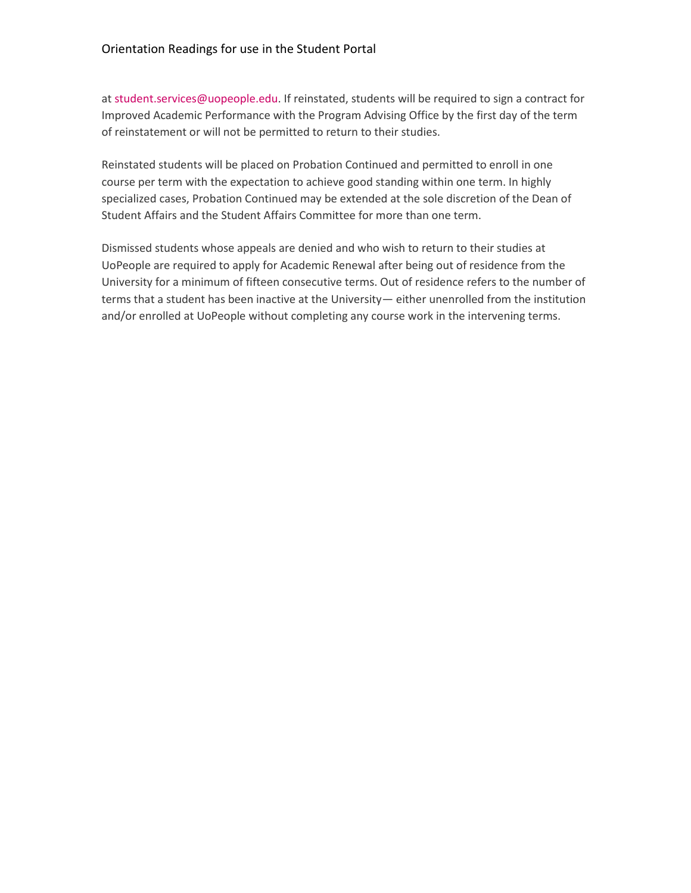at student.services@uopeople.edu. If reinstated, students will be required to sign a contract for Improved Academic Performance with the Program Advising Office by the first day of the term of reinstatement or will not be permitted to return to their studies.

Reinstated students will be placed on Probation Continued and permitted to enroll in one course per term with the expectation to achieve good standing within one term. In highly specialized cases, Probation Continued may be extended at the sole discretion of the Dean of Student Affairs and the Student Affairs Committee for more than one term.

Dismissed students whose appeals are denied and who wish to return to their studies at UoPeople are required to apply for Academic Renewal after being out of residence from the University for a minimum of fifteen consecutive terms. Out of residence refers to the number of terms that a student has been inactive at the University— either unenrolled from the institution and/or enrolled at UoPeople without completing any course work in the intervening terms.